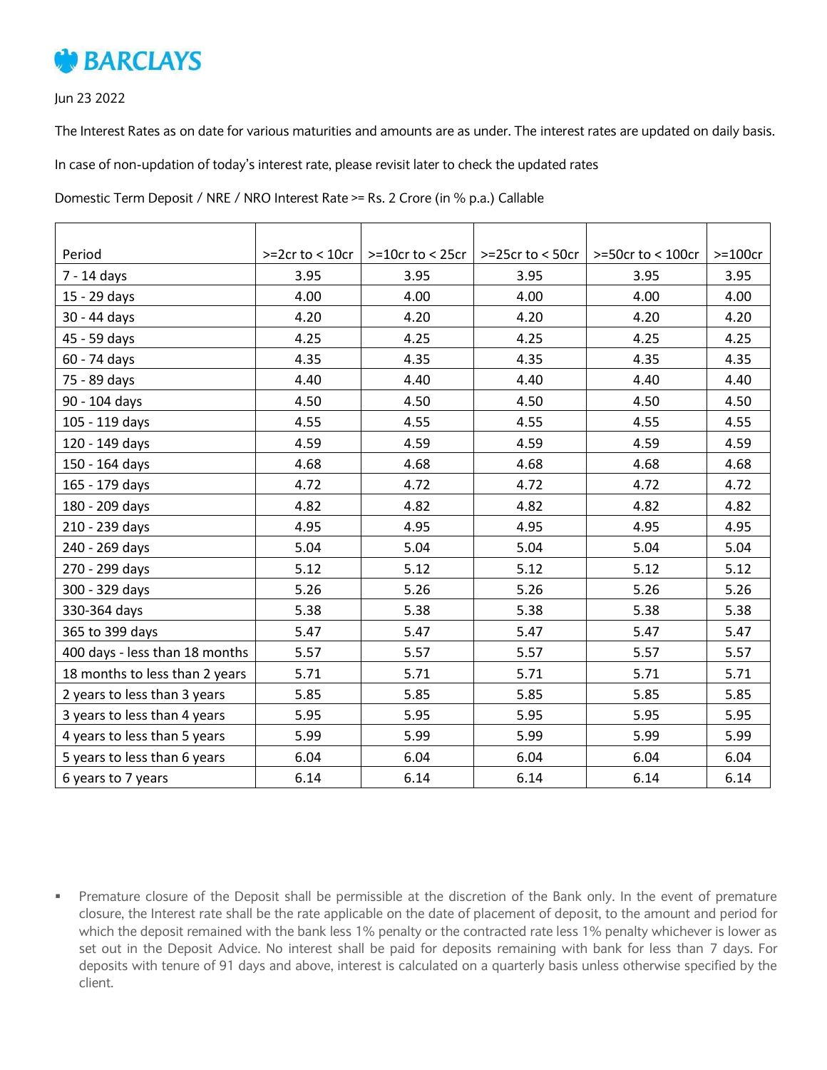# BARCLAYS

Jun 23 2022

The Interest Rates as on date for various maturities and amounts are as under. The interest rates are updated on daily basis.

In case of non-updation of today's interest rate, please revisit later to check the updated rates

Domestic Term Deposit / NRE / NRO Interest Rate >= Rs. 2 Crore (in % p.a.) Callable

| Period | >=2cr to < 10cr | >=10cr to < 25cr | >=25cr to < 50cr | >=50cr to < 100cr | >=100cr |
|---|---|---|---|---|---|
| 7 - 14 days | 3.95 | 3.95 | 3.95 | 3.95 | 3.95 |
| 15 - 29 days | 4.00 | 4.00 | 4.00 | 4.00 | 4.00 |
| 30 - 44 days | 4.20 | 4.20 | 4.20 | 4.20 | 4.20 |
| 45 - 59 days | 4.25 | 4.25 | 4.25 | 4.25 | 4.25 |
| 60 - 74 days | 4.35 | 4.35 | 4.35 | 4.35 | 4.35 |
| 75 - 89 days | 4.40 | 4.40 | 4.40 | 4.40 | 4.40 |
| 90 - 104 days | 4.50 | 4.50 | 4.50 | 4.50 | 4.50 |
| 105 - 119 days | 4.55 | 4.55 | 4.55 | 4.55 | 4.55 |
| 120 - 149 days | 4.59 | 4.59 | 4.59 | 4.59 | 4.59 |
| 150 - 164 days | 4.68 | 4.68 | 4.68 | 4.68 | 4.68 |
| 165 - 179 days | 4.72 | 4.72 | 4.72 | 4.72 | 4.72 |
| 180 - 209 days | 4.82 | 4.82 | 4.82 | 4.82 | 4.82 |
| 210 - 239 days | 4.95 | 4.95 | 4.95 | 4.95 | 4.95 |
| 240 - 269 days | 5.04 | 5.04 | 5.04 | 5.04 | 5.04 |
| 270 - 299 days | 5.12 | 5.12 | 5.12 | 5.12 | 5.12 |
| 300 - 329 days | 5.26 | 5.26 | 5.26 | 5.26 | 5.26 |
| 330-364 days | 5.38 | 5.38 | 5.38 | 5.38 | 5.38 |
| 365 to 399 days | 5.47 | 5.47 | 5.47 | 5.47 | 5.47 |
| 400 days - less than 18 months | 5.57 | 5.57 | 5.57 | 5.57 | 5.57 |
| 18 months to less than 2 years | 5.71 | 5.71 | 5.71 | 5.71 | 5.71 |
| 2 years to less than 3 years | 5.85 | 5.85 | 5.85 | 5.85 | 5.85 |
| 3 years to less than 4 years | 5.95 | 5.95 | 5.95 | 5.95 | 5.95 |
| 4 years to less than 5 years | 5.99 | 5.99 | 5.99 | 5.99 | 5.99 |
| 5 years to less than 6 years | 6.04 | 6.04 | 6.04 | 6.04 | 6.04 |
| 6 years to 7 years | 6.14 | 6.14 | 6.14 | 6.14 | 6.14 |

- Premature closure of the Deposit shall be permissible at the discretion of the Bank only. In the event of premature closure, the Interest rate shall be the rate applicable on the date of placement of deposit, to the amount and period for which the deposit remained with the bank less 1% penalty or the contracted rate less 1% penalty whichever is lower as set out in the Deposit Advice. No interest shall be paid for deposits remaining with bank for less than 7 days. For deposits with tenure of 91 days and above, interest is calculated on a quarterly basis unless otherwise specified by the client.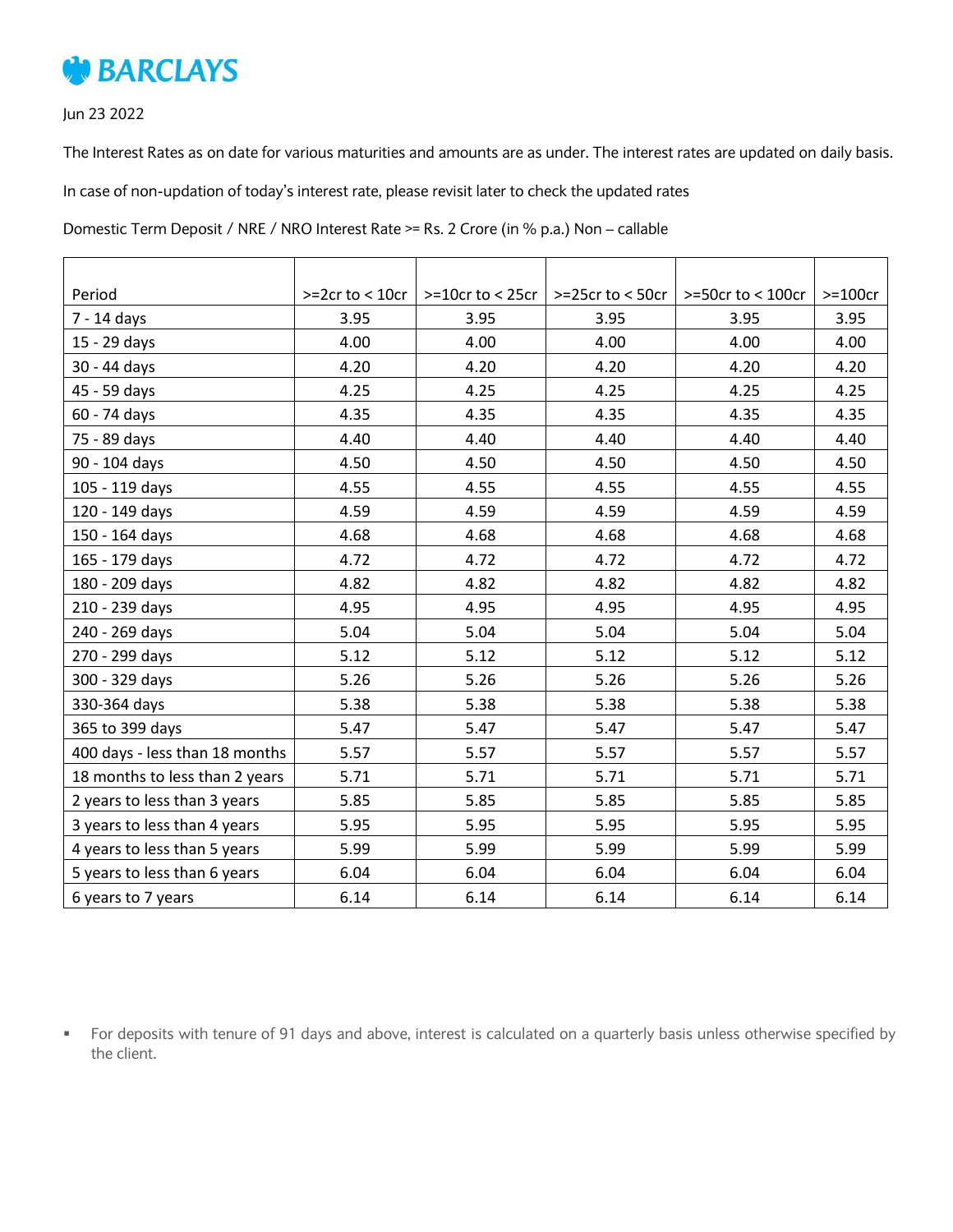# BARCLAYS

Jun 23 2022

The Interest Rates as on date for various maturities and amounts are as under. The interest rates are updated on daily basis.

In case of non-updation of today's interest rate, please revisit later to check the updated rates

Domestic Term Deposit / NRE / NRO Interest Rate >= Rs. 2 Crore (in % p.a.) Non – callable

| Period | >=2cr to < 10cr | >=10cr to < 25cr | >=25cr to < 50cr | >=50cr to < 100cr | >=100cr |
|---|---|---|---|---|---|
| 7 - 14 days | 3.95 | 3.95 | 3.95 | 3.95 | 3.95 |
| 15 - 29 days | 4.00 | 4.00 | 4.00 | 4.00 | 4.00 |
| 30 - 44 days | 4.20 | 4.20 | 4.20 | 4.20 | 4.20 |
| 45 - 59 days | 4.25 | 4.25 | 4.25 | 4.25 | 4.25 |
| 60 - 74 days | 4.35 | 4.35 | 4.35 | 4.35 | 4.35 |
| 75 - 89 days | 4.40 | 4.40 | 4.40 | 4.40 | 4.40 |
| 90 - 104 days | 4.50 | 4.50 | 4.50 | 4.50 | 4.50 |
| 105 - 119 days | 4.55 | 4.55 | 4.55 | 4.55 | 4.55 |
| 120 - 149 days | 4.59 | 4.59 | 4.59 | 4.59 | 4.59 |
| 150 - 164 days | 4.68 | 4.68 | 4.68 | 4.68 | 4.68 |
| 165 - 179 days | 4.72 | 4.72 | 4.72 | 4.72 | 4.72 |
| 180 - 209 days | 4.82 | 4.82 | 4.82 | 4.82 | 4.82 |
| 210 - 239 days | 4.95 | 4.95 | 4.95 | 4.95 | 4.95 |
| 240 - 269 days | 5.04 | 5.04 | 5.04 | 5.04 | 5.04 |
| 270 - 299 days | 5.12 | 5.12 | 5.12 | 5.12 | 5.12 |
| 300 - 329 days | 5.26 | 5.26 | 5.26 | 5.26 | 5.26 |
| 330-364 days | 5.38 | 5.38 | 5.38 | 5.38 | 5.38 |
| 365 to 399 days | 5.47 | 5.47 | 5.47 | 5.47 | 5.47 |
| 400 days - less than 18 months | 5.57 | 5.57 | 5.57 | 5.57 | 5.57 |
| 18 months to less than 2 years | 5.71 | 5.71 | 5.71 | 5.71 | 5.71 |
| 2 years to less than 3 years | 5.85 | 5.85 | 5.85 | 5.85 | 5.85 |
| 3 years to less than 4 years | 5.95 | 5.95 | 5.95 | 5.95 | 5.95 |
| 4 years to less than 5 years | 5.99 | 5.99 | 5.99 | 5.99 | 5.99 |
| 5 years to less than 6 years | 6.04 | 6.04 | 6.04 | 6.04 | 6.04 |
| 6 years to 7 years | 6.14 | 6.14 | 6.14 | 6.14 | 6.14 |

- For deposits with tenure of 91 days and above, interest is calculated on a quarterly basis unless otherwise specified by the client.